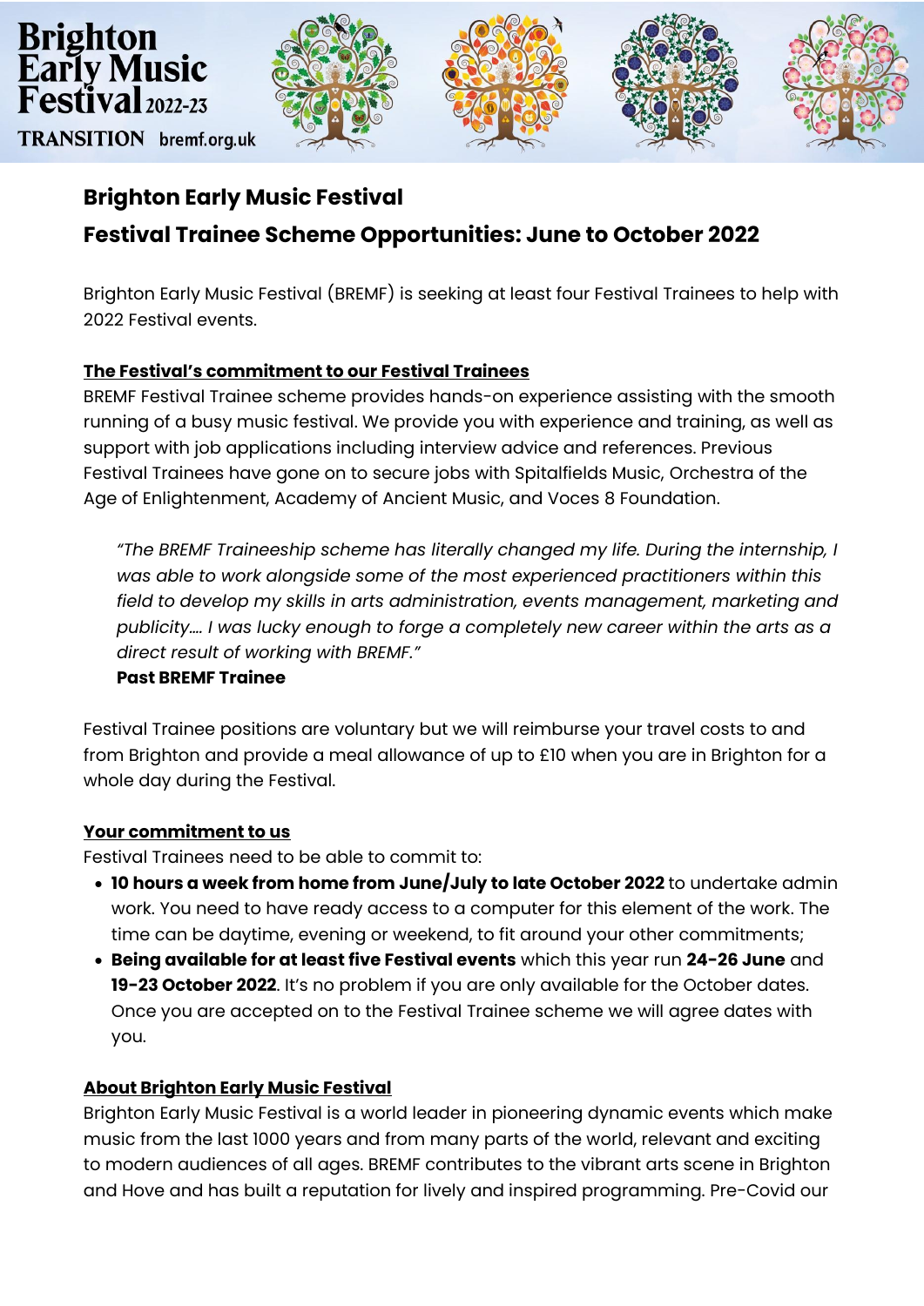Brighton Early Music Festival 2022-23

TRANSITION bremf.org.uk

# Brighton Early Music Festival

## Festival Trainee Scheme Opportunities: June to October 2022

Brighton Early Music Festival (BREMF) is seeking at least four Festival Trainees to help with 2022 Festival events.

### The Festival's commitment to our Festival Trainees

BREMF Festival Trainee scheme provides hands-on experience assisting with the smooth running of a busy music festival. We provide you with experience and training, as well as support with job applications including interview advice and references. Previous Festival Trainees have gone on to secure jobs with Spitalfields Music, Orchestra of the Age of Enlightenment, Academy of Ancient Music, and Voces 8 Foundation.

> *"The BREMF Traineeship scheme has literally changed my life. During the internship, I was able to work alongside some of the most experienced practitioners within this field to develop my skills in arts administration, events management, marketing and publicity.... I was lucky enough to forge a completely new career within the arts as a direct result of working with BREMF."*
> **Past BREMF Trainee**

Festival Trainee positions are voluntary but we will reimburse your travel costs to and from Brighton and provide a meal allowance of up to £10 when you are in Brighton for a whole day during the Festival.

### Your commitment to us

Festival Trainees need to be able to commit to:

- **10 hours a week from home from June/July to late October 2022** to undertake admin work. You need to have ready access to a computer for this element of the work. The time can be daytime, evening or weekend, to fit around your other commitments;
- **Being available for at least five Festival events** which this year run **24-26 June** and **19-23 October 2022**. It's no problem if you are only available for the October dates. Once you are accepted on to the Festival Trainee scheme we will agree dates with you.

### About Brighton Early Music Festival

Brighton Early Music Festival is a world leader in pioneering dynamic events which make music from the last 1000 years and from many parts of the world, relevant and exciting to modern audiences of all ages. BREMF contributes to the vibrant arts scene in Brighton and Hove and has built a reputation for lively and inspired programming. Pre-Covid our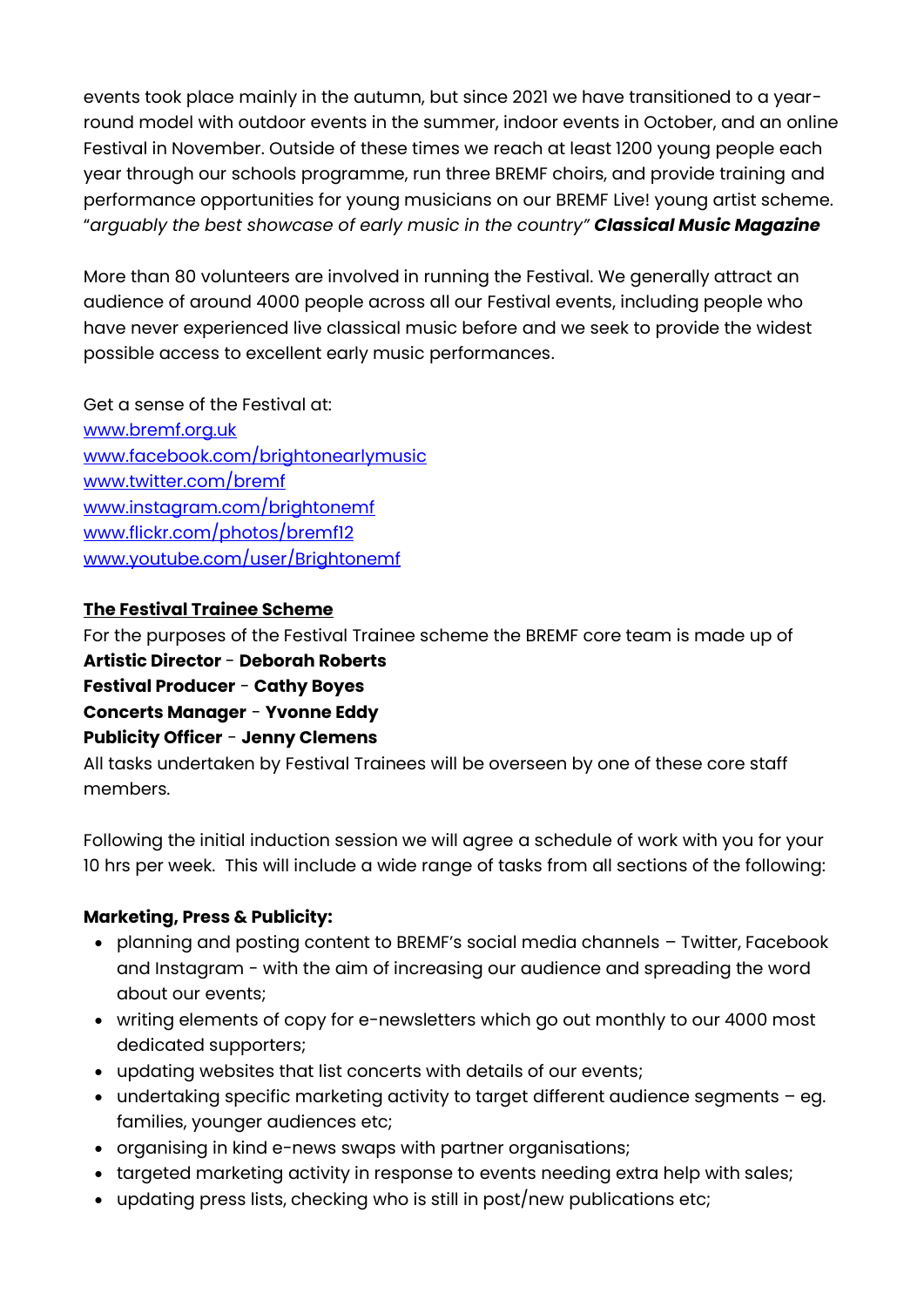events took place mainly in the autumn, but since 2021 we have transitioned to a year-round model with outdoor events in the summer, indoor events in October, and an online Festival in November. Outside of these times we reach at least 1200 young people each year through our schools programme, run three BREMF choirs, and provide training and performance opportunities for young musicians on our BREMF Live! young artist scheme. "*arguably the best showcase of early music in the country*" ***Classical Music Magazine***

More than 80 volunteers are involved in running the Festival. We generally attract an audience of around 4000 people across all our Festival events, including people who have never experienced live classical music before and we seek to provide the widest possible access to excellent early music performances.

Get a sense of the Festival at:
[www.bremf.org.uk](http://www.bremf.org.uk)
[www.facebook.com/brightonearlymusic](http://www.facebook.com/brightonearlymusic)
[www.twitter.com/bremf](http://www.twitter.com/bremf)
[www.instagram.com/brightonemf](http://www.instagram.com/brightonemf)
[www.flickr.com/photos/bremf12](http://www.flickr.com/photos/bremf12)
[www.youtube.com/user/Brightonemf](http://www.youtube.com/user/Brightonemf)

**The Festival Trainee Scheme**

For the purposes of the Festival Trainee scheme the BREMF core team is made up of
**Artistic Director** - **Deborah Roberts**
**Festival Producer** - **Cathy Boyes**
**Concerts Manager** - **Yvonne Eddy**
**Publicity Officer** - **Jenny Clemens**
All tasks undertaken by Festival Trainees will be overseen by one of these core staff members.

Following the initial induction session we will agree a schedule of work with you for your 10 hrs per week. This will include a wide range of tasks from all sections of the following:

**Marketing, Press & Publicity:**

- planning and posting content to BREMF's social media channels – Twitter, Facebook and Instagram - with the aim of increasing our audience and spreading the word about our events;
- writing elements of copy for e-newsletters which go out monthly to our 4000 most dedicated supporters;
- updating websites that list concerts with details of our events;
- undertaking specific marketing activity to target different audience segments – eg. families, younger audiences etc;
- organising in kind e-news swaps with partner organisations;
- targeted marketing activity in response to events needing extra help with sales;
- updating press lists, checking who is still in post/new publications etc;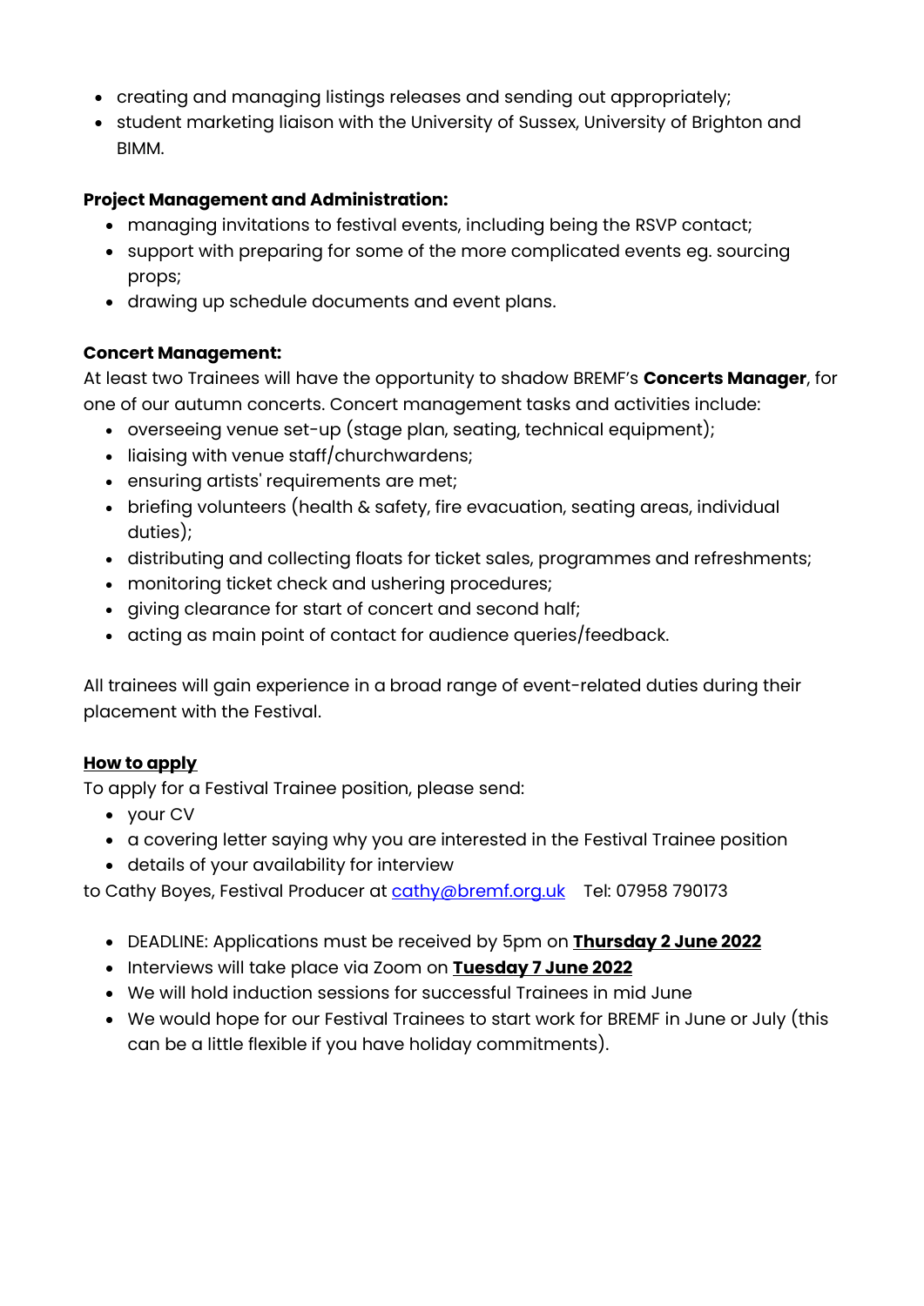- creating and managing listings releases and sending out appropriately;
- student marketing liaison with the University of Sussex, University of Brighton and BIMM.

**Project Management and Administration:**

- managing invitations to festival events, including being the RSVP contact;
- support with preparing for some of the more complicated events eg. sourcing props;
- drawing up schedule documents and event plans.

**Concert Management:**

At least two Trainees will have the opportunity to shadow BREMF's **Concerts Manager**, for one of our autumn concerts. Concert management tasks and activities include:

- overseeing venue set-up (stage plan, seating, technical equipment);
- liaising with venue staff/churchwardens;
- ensuring artists' requirements are met;
- briefing volunteers (health & safety, fire evacuation, seating areas, individual duties);
- distributing and collecting floats for ticket sales, programmes and refreshments;
- monitoring ticket check and ushering procedures;
- giving clearance for start of concert and second half;
- acting as main point of contact for audience queries/feedback.

All trainees will gain experience in a broad range of event-related duties during their placement with the Festival.

**How to apply**

To apply for a Festival Trainee position, please send:

- your CV
- a covering letter saying why you are interested in the Festival Trainee position
- details of your availability for interview

to Cathy Boyes, Festival Producer at cathy@bremf.org.uk Tel: 07958 790173

- DEADLINE: Applications must be received by 5pm on **Thursday 2 June 2022**
- Interviews will take place via Zoom on **Tuesday 7 June 2022**
- We will hold induction sessions for successful Trainees in mid June
- We would hope for our Festival Trainees to start work for BREMF in June or July (this can be a little flexible if you have holiday commitments).